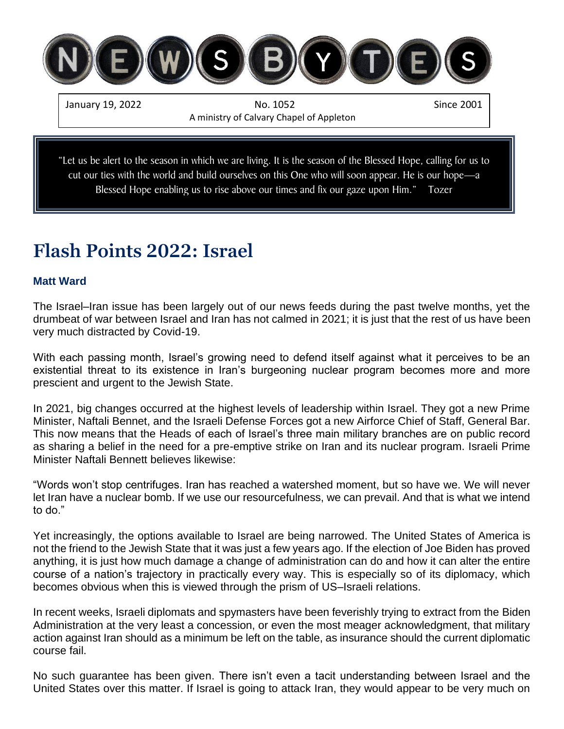# NEWSBYTES

January 19, 2022 | No. 1052 | Since 2001

A ministry of Calvary Chapel of Appleton

> "Let us be alert to the season in which we are living. It is the season of the Blessed Hope, calling for us to cut our ties with the world and build ourselves on this One who will soon appear. He is our hope—a Blessed Hope enabling us to rise above our times and fix our gaze upon Him." Tozer

# Flash Points 2022: Israel

**Matt Ward**

The Israel–Iran issue has been largely out of our news feeds during the past twelve months, yet the drumbeat of war between Israel and Iran has not calmed in 2021; it is just that the rest of us have been very much distracted by Covid-19.

With each passing month, Israel's growing need to defend itself against what it perceives to be an existential threat to its existence in Iran's burgeoning nuclear program becomes more and more prescient and urgent to the Jewish State.

In 2021, big changes occurred at the highest levels of leadership within Israel. They got a new Prime Minister, Naftali Bennet, and the Israeli Defense Forces got a new Airforce Chief of Staff, General Bar. This now means that the Heads of each of Israel's three main military branches are on public record as sharing a belief in the need for a pre-emptive strike on Iran and its nuclear program. Israeli Prime Minister Naftali Bennett believes likewise:

"Words won't stop centrifuges. Iran has reached a watershed moment, but so have we. We will never let Iran have a nuclear bomb. If we use our resourcefulness, we can prevail. And that is what we intend to do."

Yet increasingly, the options available to Israel are being narrowed. The United States of America is not the friend to the Jewish State that it was just a few years ago. If the election of Joe Biden has proved anything, it is just how much damage a change of administration can do and how it can alter the entire course of a nation's trajectory in practically every way. This is especially so of its diplomacy, which becomes obvious when this is viewed through the prism of US–Israeli relations.

In recent weeks, Israeli diplomats and spymasters have been feverishly trying to extract from the Biden Administration at the very least a concession, or even the most meager acknowledgment, that military action against Iran should as a minimum be left on the table, as insurance should the current diplomatic course fail.

No such guarantee has been given. There isn't even a tacit understanding between Israel and the United States over this matter. If Israel is going to attack Iran, they would appear to be very much on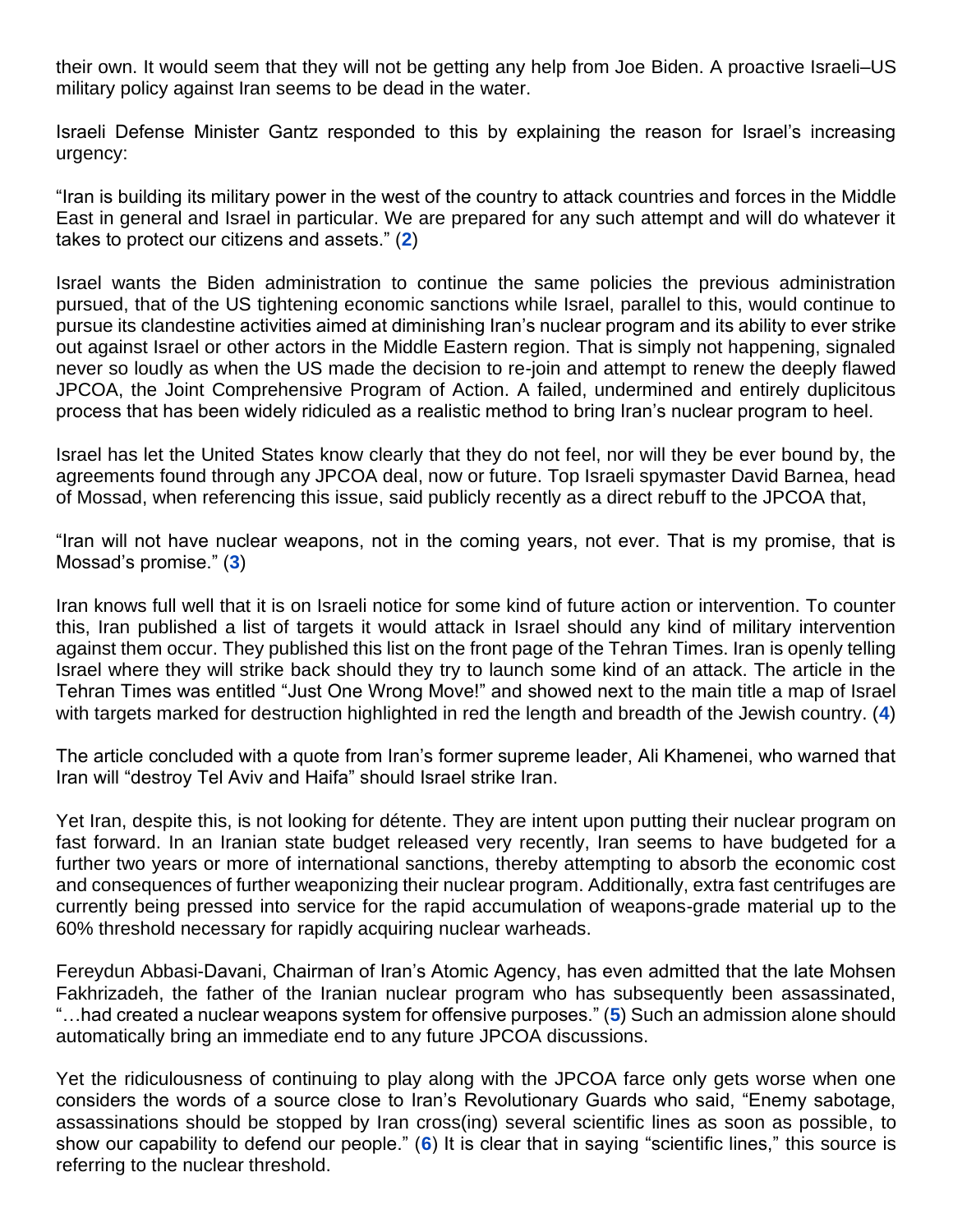their own. It would seem that they will not be getting any help from Joe Biden. A proactive Israeli–US military policy against Iran seems to be dead in the water.

Israeli Defense Minister Gantz responded to this by explaining the reason for Israel's increasing urgency:

"Iran is building its military power in the west of the country to attack countries and forces in the Middle East in general and Israel in particular. We are prepared for any such attempt and will do whatever it takes to protect our citizens and assets." (**2**)

Israel wants the Biden administration to continue the same policies the previous administration pursued, that of the US tightening economic sanctions while Israel, parallel to this, would continue to pursue its clandestine activities aimed at diminishing Iran's nuclear program and its ability to ever strike out against Israel or other actors in the Middle Eastern region. That is simply not happening, signaled never so loudly as when the US made the decision to re-join and attempt to renew the deeply flawed JPCOA, the Joint Comprehensive Program of Action. A failed, undermined and entirely duplicitous process that has been widely ridiculed as a realistic method to bring Iran's nuclear program to heel.

Israel has let the United States know clearly that they do not feel, nor will they be ever bound by, the agreements found through any JPCOA deal, now or future. Top Israeli spymaster David Barnea, head of Mossad, when referencing this issue, said publicly recently as a direct rebuff to the JPCOA that,

"Iran will not have nuclear weapons, not in the coming years, not ever. That is my promise, that is Mossad's promise." (**3**)

Iran knows full well that it is on Israeli notice for some kind of future action or intervention. To counter this, Iran published a list of targets it would attack in Israel should any kind of military intervention against them occur. They published this list on the front page of the Tehran Times. Iran is openly telling Israel where they will strike back should they try to launch some kind of an attack. The article in the Tehran Times was entitled "Just One Wrong Move!" and showed next to the main title a map of Israel with targets marked for destruction highlighted in red the length and breadth of the Jewish country. (**4**)

The article concluded with a quote from Iran's former supreme leader, Ali Khamenei, who warned that Iran will "destroy Tel Aviv and Haifa" should Israel strike Iran.

Yet Iran, despite this, is not looking for détente. They are intent upon putting their nuclear program on fast forward. In an Iranian state budget released very recently, Iran seems to have budgeted for a further two years or more of international sanctions, thereby attempting to absorb the economic cost and consequences of further weaponizing their nuclear program. Additionally, extra fast centrifuges are currently being pressed into service for the rapid accumulation of weapons-grade material up to the 60% threshold necessary for rapidly acquiring nuclear warheads.

Fereydun Abbasi-Davani, Chairman of Iran's Atomic Agency, has even admitted that the late Mohsen Fakhrizadeh, the father of the Iranian nuclear program who has subsequently been assassinated, "…had created a nuclear weapons system for offensive purposes." (**5**) Such an admission alone should automatically bring an immediate end to any future JPCOA discussions.

Yet the ridiculousness of continuing to play along with the JPCOA farce only gets worse when one considers the words of a source close to Iran's Revolutionary Guards who said, "Enemy sabotage, assassinations should be stopped by Iran cross(ing) several scientific lines as soon as possible, to show our capability to defend our people." (**6**) It is clear that in saying "scientific lines," this source is referring to the nuclear threshold.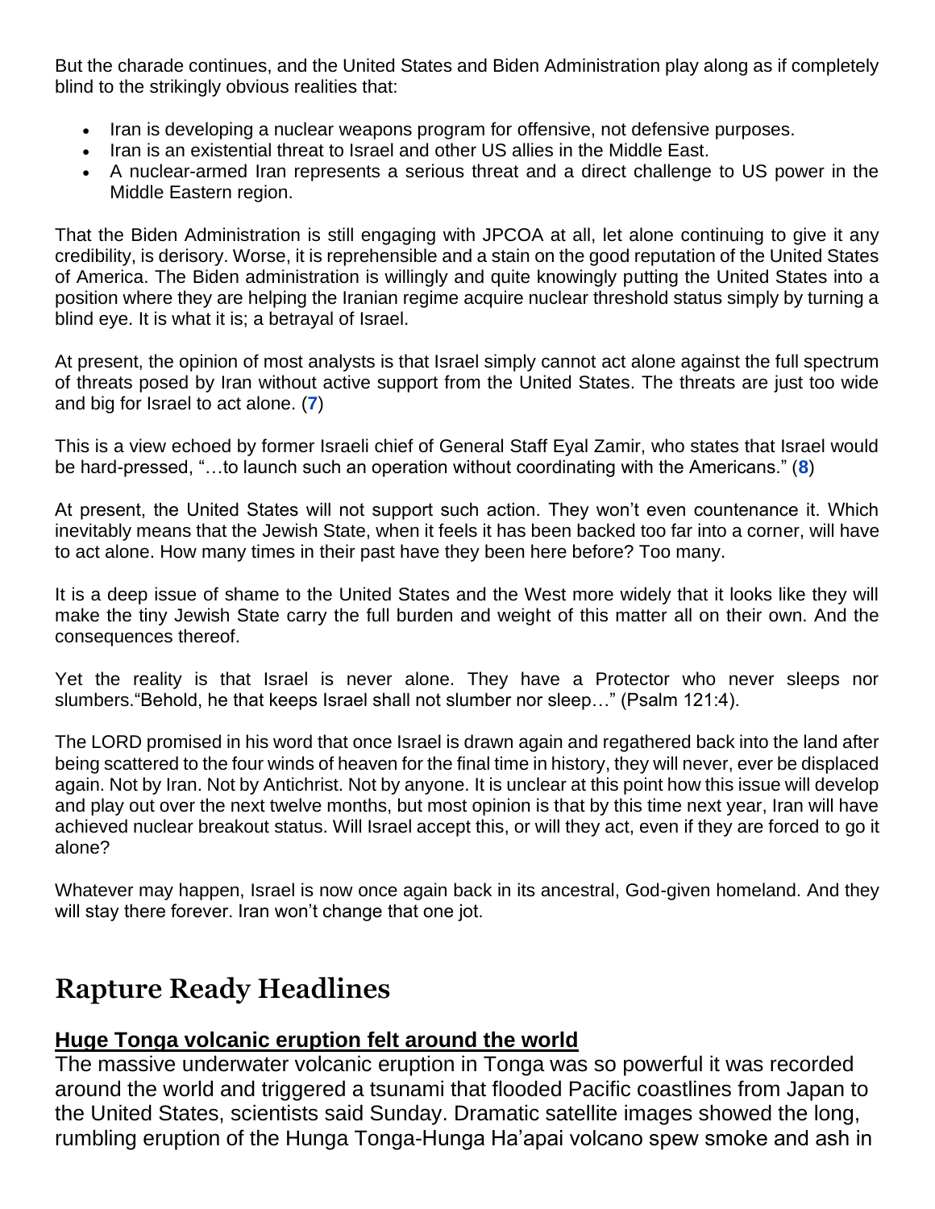But the charade continues, and the United States and Biden Administration play along as if completely blind to the strikingly obvious realities that:

- Iran is developing a nuclear weapons program for offensive, not defensive purposes.
- Iran is an existential threat to Israel and other US allies in the Middle East.
- A nuclear-armed Iran represents a serious threat and a direct challenge to US power in the Middle Eastern region.

That the Biden Administration is still engaging with JPCOA at all, let alone continuing to give it any credibility, is derisory. Worse, it is reprehensible and a stain on the good reputation of the United States of America. The Biden administration is willingly and quite knowingly putting the United States into a position where they are helping the Iranian regime acquire nuclear threshold status simply by turning a blind eye. It is what it is; a betrayal of Israel.

At present, the opinion of most analysts is that Israel simply cannot act alone against the full spectrum of threats posed by Iran without active support from the United States. The threats are just too wide and big for Israel to act alone. (**7**)

This is a view echoed by former Israeli chief of General Staff Eyal Zamir, who states that Israel would be hard-pressed, "…to launch such an operation without coordinating with the Americans." (**8**)

At present, the United States will not support such action. They won't even countenance it. Which inevitably means that the Jewish State, when it feels it has been backed too far into a corner, will have to act alone. How many times in their past have they been here before? Too many.

It is a deep issue of shame to the United States and the West more widely that it looks like they will make the tiny Jewish State carry the full burden and weight of this matter all on their own. And the consequences thereof.

Yet the reality is that Israel is never alone. They have a Protector who never sleeps nor slumbers."Behold, he that keeps Israel shall not slumber nor sleep…" (Psalm 121:4).

The LORD promised in his word that once Israel is drawn again and regathered back into the land after being scattered to the four winds of heaven for the final time in history, they will never, ever be displaced again. Not by Iran. Not by Antichrist. Not by anyone. It is unclear at this point how this issue will develop and play out over the next twelve months, but most opinion is that by this time next year, Iran will have achieved nuclear breakout status. Will Israel accept this, or will they act, even if they are forced to go it alone?

Whatever may happen, Israel is now once again back in its ancestral, God-given homeland. And they will stay there forever. Iran won't change that one jot.

## Rapture Ready Headlines

### Huge Tonga volcanic eruption felt around the world

The massive underwater volcanic eruption in Tonga was so powerful it was recorded around the world and triggered a tsunami that flooded Pacific coastlines from Japan to the United States, scientists said Sunday. Dramatic satellite images showed the long, rumbling eruption of the Hunga Tonga-Hunga Ha'apai volcano spew smoke and ash in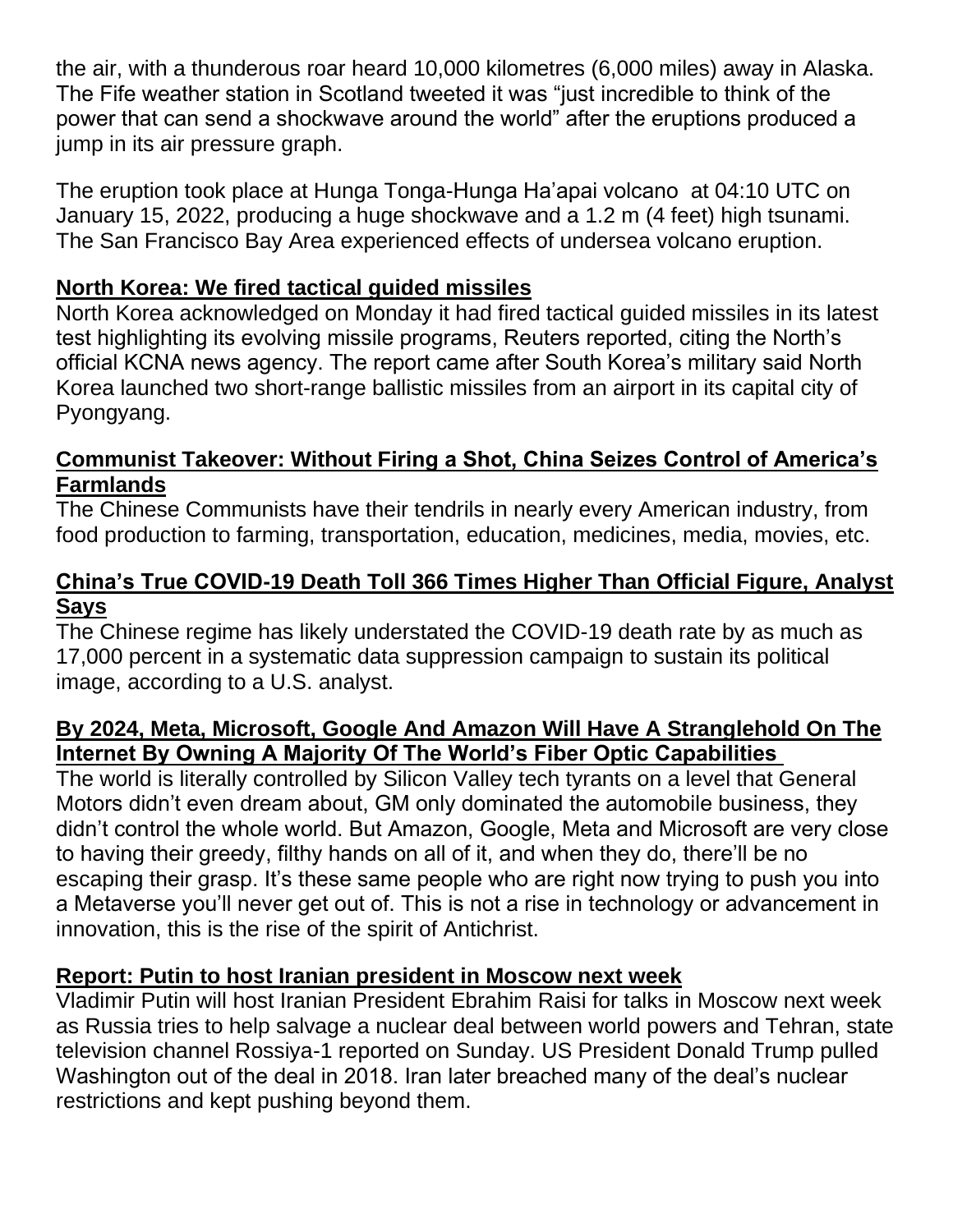the air, with a thunderous roar heard 10,000 kilometres (6,000 miles) away in Alaska. The Fife weather station in Scotland tweeted it was "just incredible to think of the power that can send a shockwave around the world" after the eruptions produced a jump in its air pressure graph.

The eruption took place at Hunga Tonga-Hunga Ha'apai volcano at 04:10 UTC on January 15, 2022, producing a huge shockwave and a 1.2 m (4 feet) high tsunami. The San Francisco Bay Area experienced effects of undersea volcano eruption.

### North Korea: We fired tactical guided missiles

North Korea acknowledged on Monday it had fired tactical guided missiles in its latest test highlighting its evolving missile programs, Reuters reported, citing the North's official KCNA news agency. The report came after South Korea's military said North Korea launched two short-range ballistic missiles from an airport in its capital city of Pyongyang.

### Communist Takeover: Without Firing a Shot, China Seizes Control of America's Farmlands

The Chinese Communists have their tendrils in nearly every American industry, from food production to farming, transportation, education, medicines, media, movies, etc.

### China's True COVID-19 Death Toll 366 Times Higher Than Official Figure, Analyst Says

The Chinese regime has likely understated the COVID-19 death rate by as much as 17,000 percent in a systematic data suppression campaign to sustain its political image, according to a U.S. analyst.

### By 2024, Meta, Microsoft, Google And Amazon Will Have A Stranglehold On The Internet By Owning A Majority Of The World's Fiber Optic Capabilities

The world is literally controlled by Silicon Valley tech tyrants on a level that General Motors didn't even dream about, GM only dominated the automobile business, they didn't control the whole world. But Amazon, Google, Meta and Microsoft are very close to having their greedy, filthy hands on all of it, and when they do, there'll be no escaping their grasp. It's these same people who are right now trying to push you into a Metaverse you'll never get out of. This is not a rise in technology or advancement in innovation, this is the rise of the spirit of Antichrist.

### Report: Putin to host Iranian president in Moscow next week

Vladimir Putin will host Iranian President Ebrahim Raisi for talks in Moscow next week as Russia tries to help salvage a nuclear deal between world powers and Tehran, state television channel Rossiya-1 reported on Sunday. US President Donald Trump pulled Washington out of the deal in 2018. Iran later breached many of the deal's nuclear restrictions and kept pushing beyond them.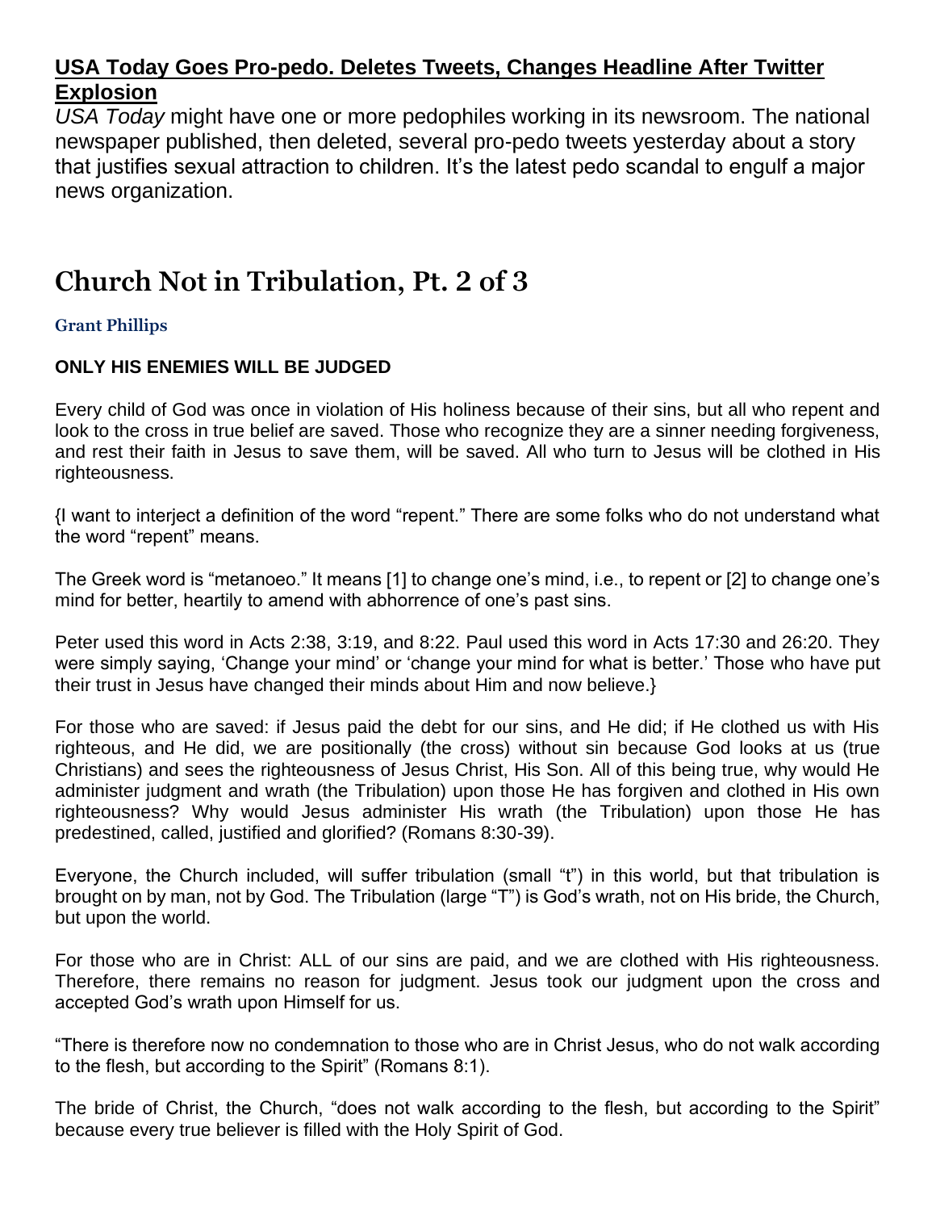**USA Today Goes Pro-pedo. Deletes Tweets, Changes Headline After Twitter Explosion**

*USA Today* might have one or more pedophiles working in its newsroom. The national newspaper published, then deleted, several pro-pedo tweets yesterday about a story that justifies sexual attraction to children. It's the latest pedo scandal to engulf a major news organization.

# Church Not in Tribulation, Pt. 2 of 3

**Grant Phillips**

**ONLY HIS ENEMIES WILL BE JUDGED**

Every child of God was once in violation of His holiness because of their sins, but all who repent and look to the cross in true belief are saved. Those who recognize they are a sinner needing forgiveness, and rest their faith in Jesus to save them, will be saved. All who turn to Jesus will be clothed in His righteousness.

{I want to interject a definition of the word "repent." There are some folks who do not understand what the word "repent" means.

The Greek word is "metanoeo." It means [1] to change one's mind, i.e., to repent or [2] to change one's mind for better, heartily to amend with abhorrence of one's past sins.

Peter used this word in Acts 2:38, 3:19, and 8:22. Paul used this word in Acts 17:30 and 26:20. They were simply saying, 'Change your mind' or 'change your mind for what is better.' Those who have put their trust in Jesus have changed their minds about Him and now believe.}

For those who are saved: if Jesus paid the debt for our sins, and He did; if He clothed us with His righteous, and He did, we are positionally (the cross) without sin because God looks at us (true Christians) and sees the righteousness of Jesus Christ, His Son. All of this being true, why would He administer judgment and wrath (the Tribulation) upon those He has forgiven and clothed in His own righteousness? Why would Jesus administer His wrath (the Tribulation) upon those He has predestined, called, justified and glorified? (Romans 8:30-39).

Everyone, the Church included, will suffer tribulation (small "t") in this world, but that tribulation is brought on by man, not by God. The Tribulation (large "T") is God's wrath, not on His bride, the Church, but upon the world.

For those who are in Christ: ALL of our sins are paid, and we are clothed with His righteousness. Therefore, there remains no reason for judgment. Jesus took our judgment upon the cross and accepted God's wrath upon Himself for us.

"There is therefore now no condemnation to those who are in Christ Jesus, who do not walk according to the flesh, but according to the Spirit" (Romans 8:1).

The bride of Christ, the Church, "does not walk according to the flesh, but according to the Spirit" because every true believer is filled with the Holy Spirit of God.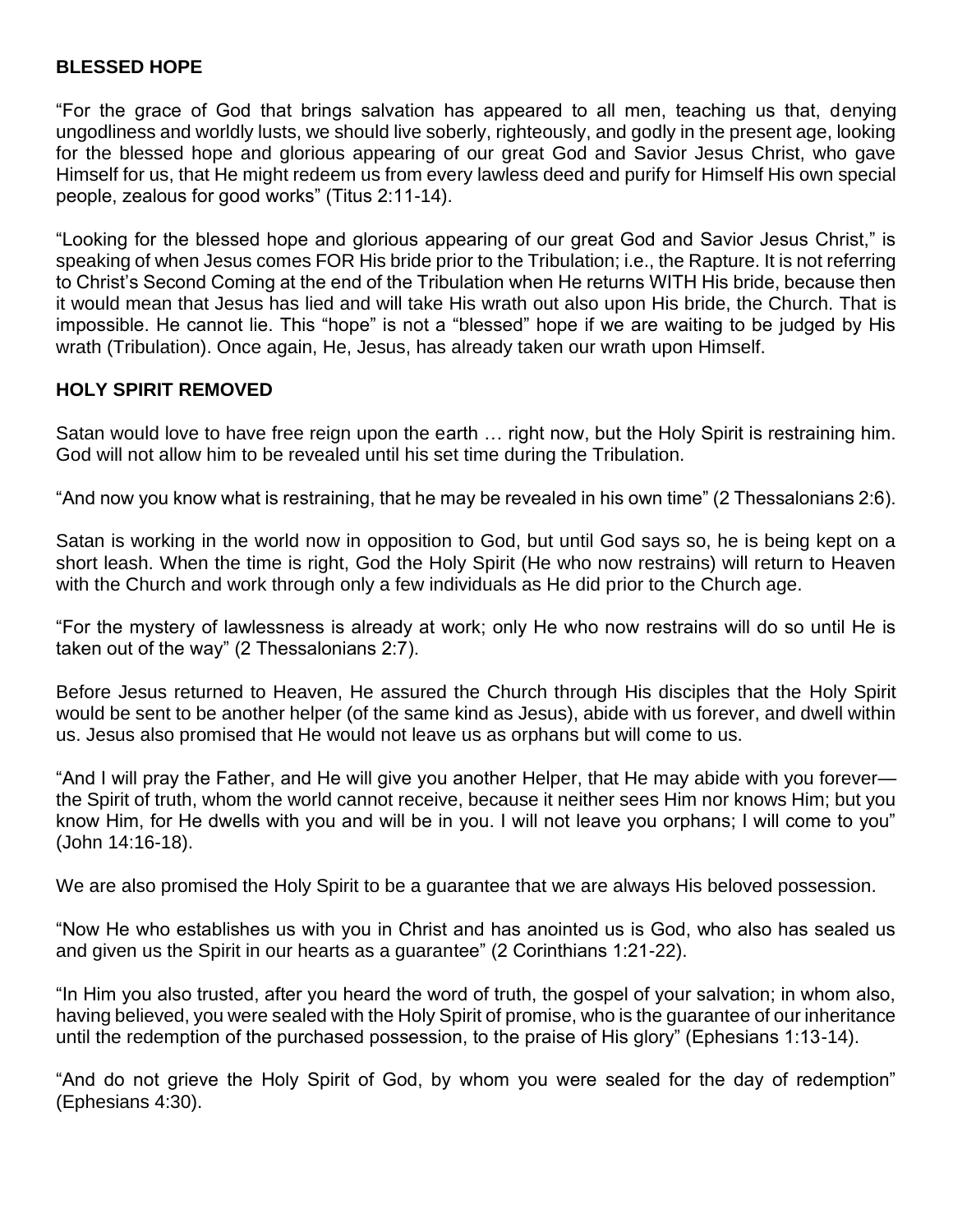**BLESSED HOPE**

"For the grace of God that brings salvation has appeared to all men, teaching us that, denying ungodliness and worldly lusts, we should live soberly, righteously, and godly in the present age, looking for the blessed hope and glorious appearing of our great God and Savior Jesus Christ, who gave Himself for us, that He might redeem us from every lawless deed and purify for Himself His own special people, zealous for good works" (Titus 2:11-14).

"Looking for the blessed hope and glorious appearing of our great God and Savior Jesus Christ," is speaking of when Jesus comes FOR His bride prior to the Tribulation; i.e., the Rapture. It is not referring to Christ's Second Coming at the end of the Tribulation when He returns WITH His bride, because then it would mean that Jesus has lied and will take His wrath out also upon His bride, the Church. That is impossible. He cannot lie. This "hope" is not a "blessed" hope if we are waiting to be judged by His wrath (Tribulation). Once again, He, Jesus, has already taken our wrath upon Himself.

**HOLY SPIRIT REMOVED**

Satan would love to have free reign upon the earth … right now, but the Holy Spirit is restraining him. God will not allow him to be revealed until his set time during the Tribulation.

"And now you know what is restraining, that he may be revealed in his own time" (2 Thessalonians 2:6).

Satan is working in the world now in opposition to God, but until God says so, he is being kept on a short leash. When the time is right, God the Holy Spirit (He who now restrains) will return to Heaven with the Church and work through only a few individuals as He did prior to the Church age.

"For the mystery of lawlessness is already at work; only He who now restrains will do so until He is taken out of the way" (2 Thessalonians 2:7).

Before Jesus returned to Heaven, He assured the Church through His disciples that the Holy Spirit would be sent to be another helper (of the same kind as Jesus), abide with us forever, and dwell within us. Jesus also promised that He would not leave us as orphans but will come to us.

"And I will pray the Father, and He will give you another Helper, that He may abide with you forever—the Spirit of truth, whom the world cannot receive, because it neither sees Him nor knows Him; but you know Him, for He dwells with you and will be in you. I will not leave you orphans; I will come to you" (John 14:16-18).

We are also promised the Holy Spirit to be a guarantee that we are always His beloved possession.

"Now He who establishes us with you in Christ and has anointed us is God, who also has sealed us and given us the Spirit in our hearts as a guarantee" (2 Corinthians 1:21-22).

"In Him you also trusted, after you heard the word of truth, the gospel of your salvation; in whom also, having believed, you were sealed with the Holy Spirit of promise, who is the guarantee of our inheritance until the redemption of the purchased possession, to the praise of His glory" (Ephesians 1:13-14).

"And do not grieve the Holy Spirit of God, by whom you were sealed for the day of redemption" (Ephesians 4:30).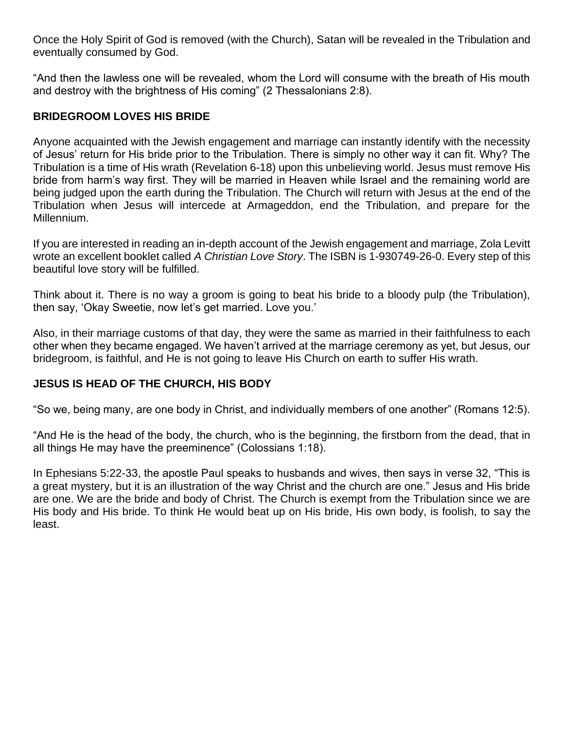Once the Holy Spirit of God is removed (with the Church), Satan will be revealed in the Tribulation and eventually consumed by God.

"And then the lawless one will be revealed, whom the Lord will consume with the breath of His mouth and destroy with the brightness of His coming" (2 Thessalonians 2:8).

## BRIDEGROOM LOVES HIS BRIDE

Anyone acquainted with the Jewish engagement and marriage can instantly identify with the necessity of Jesus' return for His bride prior to the Tribulation. There is simply no other way it can fit. Why? The Tribulation is a time of His wrath (Revelation 6-18) upon this unbelieving world. Jesus must remove His bride from harm's way first. They will be married in Heaven while Israel and the remaining world are being judged upon the earth during the Tribulation. The Church will return with Jesus at the end of the Tribulation when Jesus will intercede at Armageddon, end the Tribulation, and prepare for the Millennium.

If you are interested in reading an in-depth account of the Jewish engagement and marriage, Zola Levitt wrote an excellent booklet called *A Christian Love Story*. The ISBN is 1-930749-26-0. Every step of this beautiful love story will be fulfilled.

Think about it. There is no way a groom is going to beat his bride to a bloody pulp (the Tribulation), then say, 'Okay Sweetie, now let's get married. Love you.'

Also, in their marriage customs of that day, they were the same as married in their faithfulness to each other when they became engaged. We haven't arrived at the marriage ceremony as yet, but Jesus, our bridegroom, is faithful, and He is not going to leave His Church on earth to suffer His wrath.

## JESUS IS HEAD OF THE CHURCH, HIS BODY

"So we, being many, are one body in Christ, and individually members of one another" (Romans 12:5).

"And He is the head of the body, the church, who is the beginning, the firstborn from the dead, that in all things He may have the preeminence" (Colossians 1:18).

In Ephesians 5:22-33, the apostle Paul speaks to husbands and wives, then says in verse 32, "This is a great mystery, but it is an illustration of the way Christ and the church are one." Jesus and His bride are one. We are the bride and body of Christ. The Church is exempt from the Tribulation since we are His body and His bride. To think He would beat up on His bride, His own body, is foolish, to say the least.